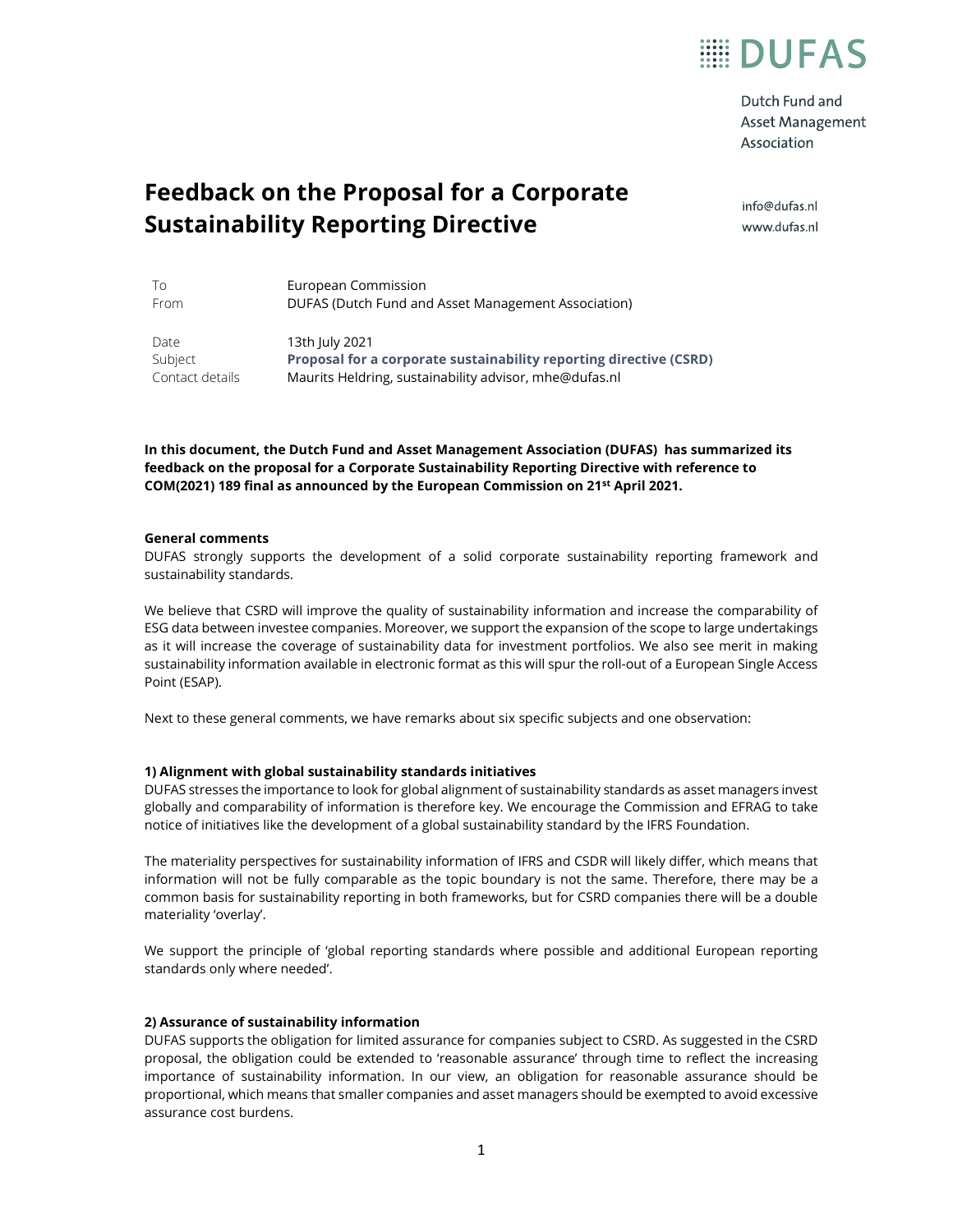DUFAS

Dutch Fund and Asset Management Association

info@dufas.nl
www.dufas.nl

# Feedback on the Proposal for a Corporate Sustainability Reporting Directive

| | |
|---|---|
| To | European Commission |
| From | DUFAS (Dutch Fund and Asset Management Association) |
| Date | 13th July 2021 |
| Subject | **Proposal for a corporate sustainability reporting directive (CSRD)** |
| Contact details | Maurits Heldring, sustainability advisor, mhe@dufas.nl |

**In this document, the Dutch Fund and Asset Management Association (DUFAS) has summarized its feedback on the proposal for a Corporate Sustainability Reporting Directive with reference to COM(2021) 189 final as announced by the European Commission on 21st April 2021.**

**General comments**

DUFAS strongly supports the development of a solid corporate sustainability reporting framework and sustainability standards.

We believe that CSRD will improve the quality of sustainability information and increase the comparability of ESG data between investee companies. Moreover, we support the expansion of the scope to large undertakings as it will increase the coverage of sustainability data for investment portfolios. We also see merit in making sustainability information available in electronic format as this will spur the roll-out of a European Single Access Point (ESAP).

Next to these general comments, we have remarks about six specific subjects and one observation:

**1) Alignment with global sustainability standards initiatives**

DUFAS stresses the importance to look for global alignment of sustainability standards as asset managers invest globally and comparability of information is therefore key. We encourage the Commission and EFRAG to take notice of initiatives like the development of a global sustainability standard by the IFRS Foundation.

The materiality perspectives for sustainability information of IFRS and CSDR will likely differ, which means that information will not be fully comparable as the topic boundary is not the same. Therefore, there may be a common basis for sustainability reporting in both frameworks, but for CSRD companies there will be a double materiality 'overlay'.

We support the principle of 'global reporting standards where possible and additional European reporting standards only where needed'.

**2) Assurance of sustainability information**

DUFAS supports the obligation for limited assurance for companies subject to CSRD. As suggested in the CSRD proposal, the obligation could be extended to 'reasonable assurance' through time to reflect the increasing importance of sustainability information. In our view, an obligation for reasonable assurance should be proportional, which means that smaller companies and asset managers should be exempted to avoid excessive assurance cost burdens.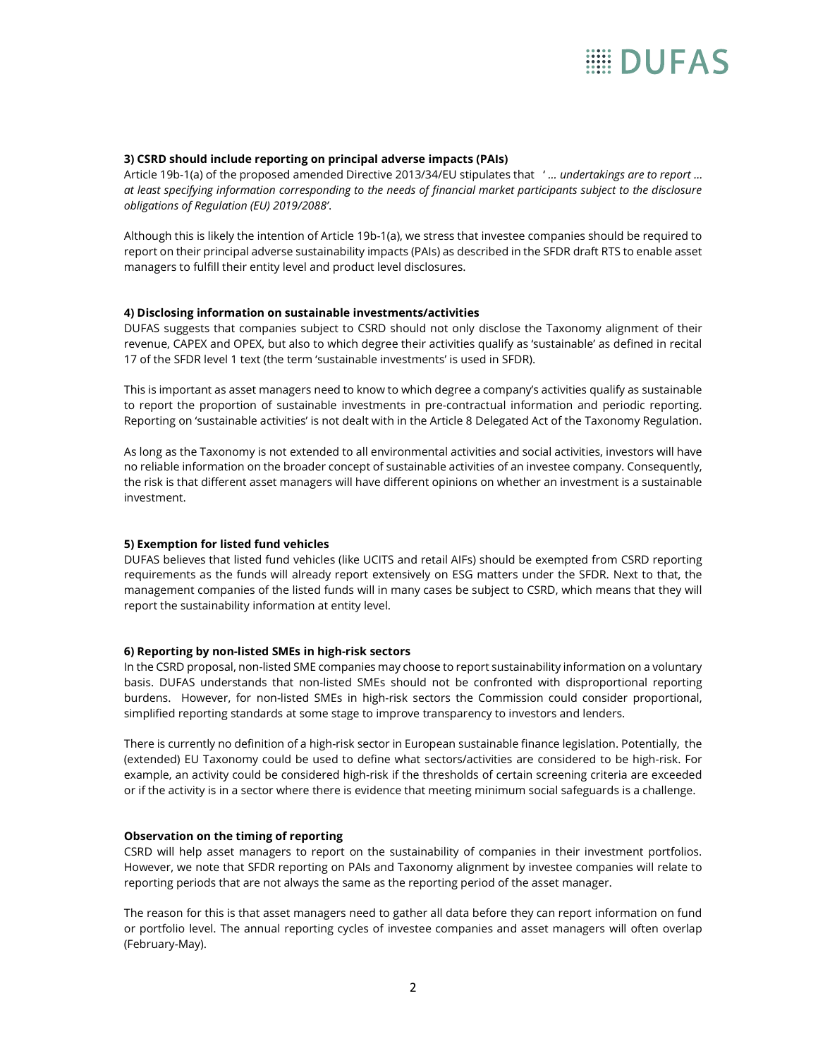**3) CSRD should include reporting on principal adverse impacts (PAIs)**

Article 19b-1(a) of the proposed amended Directive 2013/34/EU stipulates that '*… undertakings are to report … at least specifying information corresponding to the needs of financial market participants subject to the disclosure obligations of Regulation (EU) 2019/2088*'.

Although this is likely the intention of Article 19b-1(a), we stress that investee companies should be required to report on their principal adverse sustainability impacts (PAIs) as described in the SFDR draft RTS to enable asset managers to fulfill their entity level and product level disclosures.

**4) Disclosing information on sustainable investments/activities**

DUFAS suggests that companies subject to CSRD should not only disclose the Taxonomy alignment of their revenue, CAPEX and OPEX, but also to which degree their activities qualify as 'sustainable' as defined in recital 17 of the SFDR level 1 text (the term 'sustainable investments' is used in SFDR).

This is important as asset managers need to know to which degree a company's activities qualify as sustainable to report the proportion of sustainable investments in pre-contractual information and periodic reporting. Reporting on 'sustainable activities' is not dealt with in the Article 8 Delegated Act of the Taxonomy Regulation.

As long as the Taxonomy is not extended to all environmental activities and social activities, investors will have no reliable information on the broader concept of sustainable activities of an investee company. Consequently, the risk is that different asset managers will have different opinions on whether an investment is a sustainable investment.

**5) Exemption for listed fund vehicles**

DUFAS believes that listed fund vehicles (like UCITS and retail AIFs) should be exempted from CSRD reporting requirements as the funds will already report extensively on ESG matters under the SFDR. Next to that, the management companies of the listed funds will in many cases be subject to CSRD, which means that they will report the sustainability information at entity level.

**6) Reporting by non-listed SMEs in high-risk sectors**

In the CSRD proposal, non-listed SME companies may choose to report sustainability information on a voluntary basis. DUFAS understands that non-listed SMEs should not be confronted with disproportional reporting burdens. However, for non-listed SMEs in high-risk sectors the Commission could consider proportional, simplified reporting standards at some stage to improve transparency to investors and lenders.

There is currently no definition of a high-risk sector in European sustainable finance legislation. Potentially, the (extended) EU Taxonomy could be used to define what sectors/activities are considered to be high-risk. For example, an activity could be considered high-risk if the thresholds of certain screening criteria are exceeded or if the activity is in a sector where there is evidence that meeting minimum social safeguards is a challenge.

**Observation on the timing of reporting**

CSRD will help asset managers to report on the sustainability of companies in their investment portfolios. However, we note that SFDR reporting on PAIs and Taxonomy alignment by investee companies will relate to reporting periods that are not always the same as the reporting period of the asset manager.

The reason for this is that asset managers need to gather all data before they can report information on fund or portfolio level. The annual reporting cycles of investee companies and asset managers will often overlap (February-May).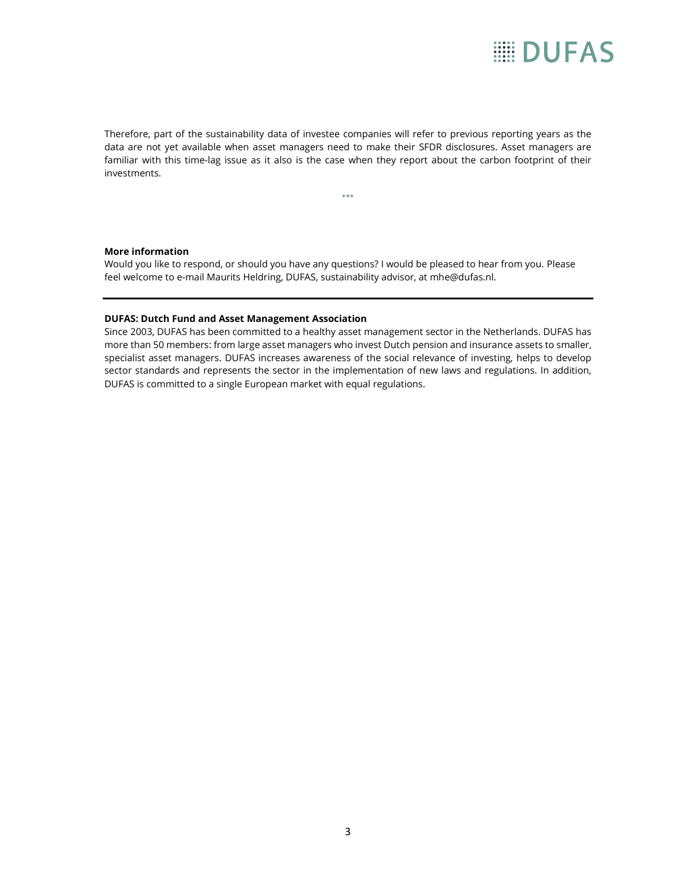Therefore, part of the sustainability data of investee companies will refer to previous reporting years as the data are not yet available when asset managers need to make their SFDR disclosures. Asset managers are familiar with this time-lag issue as it also is the case when they report about the carbon footprint of their investments.

\*\*\*

**More information**

Would you like to respond, or should you have any questions? I would be pleased to hear from you. Please feel welcome to e-mail Maurits Heldring, DUFAS, sustainability advisor, at mhe@dufas.nl.

---

**DUFAS: Dutch Fund and Asset Management Association**

Since 2003, DUFAS has been committed to a healthy asset management sector in the Netherlands. DUFAS has more than 50 members: from large asset managers who invest Dutch pension and insurance assets to smaller, specialist asset managers. DUFAS increases awareness of the social relevance of investing, helps to develop sector standards and represents the sector in the implementation of new laws and regulations. In addition, DUFAS is committed to a single European market with equal regulations.